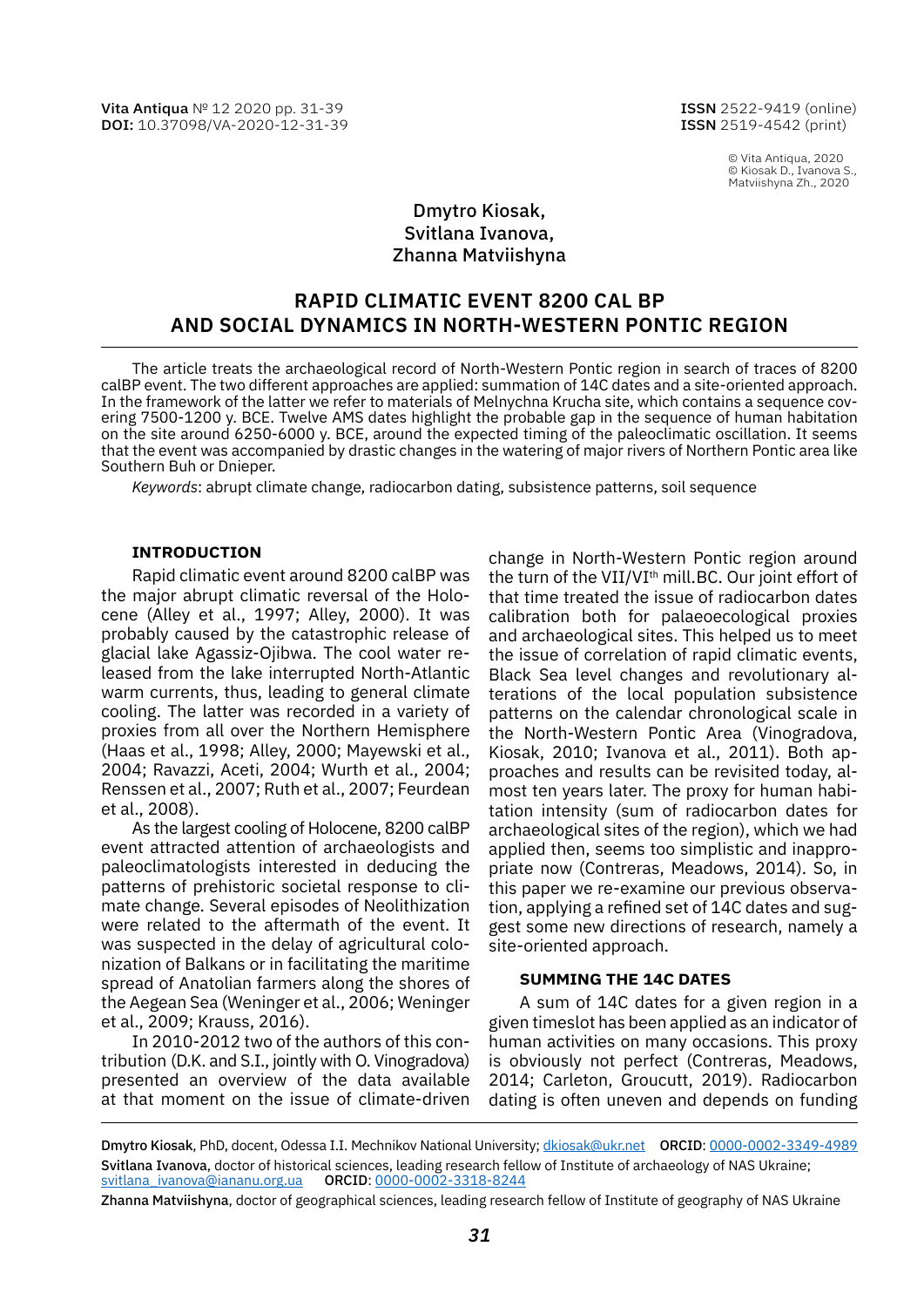Dmytro Kiosak,
Svitlana Ivanova,
Zhanna Matviishyna

# RAPID CLIMATIC EVENT 8200 CAL BP AND SOCIAL DYNAMICS IN NORTH-WESTERN PONTIC REGION

The article treats the archaeological record of North-Western Pontic region in search of traces of 8200 calBP event. The two different approaches are applied: summation of 14C dates and a site-oriented approach. In the framework of the latter we refer to materials of Melnychna Krucha site, which contains a sequence covering 7500-1200 y. BCE. Twelve AMS dates highlight the probable gap in the sequence of human habitation on the site around 6250-6000 y. BCE, around the expected timing of the paleoclimatic oscillation. It seems that the event was accompanied by drastic changes in the watering of major rivers of Northern Pontic area like Southern Buh or Dnieper.

*Keywords*: abrupt climate change, radiocarbon dating, subsistence patterns, soil sequence

## INTRODUCTION

Rapid climatic event around 8200 calBP was the major abrupt climatic reversal of the Holocene (Alley et al., 1997; Alley, 2000). It was probably caused by the catastrophic release of glacial lake Agassiz-Ojibwa. The cool water released from the lake interrupted North-Atlantic warm currents, thus, leading to general climate cooling. The latter was recorded in a variety of proxies from all over the Northern Hemisphere (Haas et al., 1998; Alley, 2000; Mayewski et al., 2004; Ravazzi, Aceti, 2004; Wurth et al., 2004; Renssen et al., 2007; Ruth et al., 2007; Feurdean et al., 2008).

As the largest cooling of Holocene, 8200 calBP event attracted attention of archaeologists and paleoclimatologists interested in deducing the patterns of prehistoric societal response to climate change. Several episodes of Neolithization were related to the aftermath of the event. It was suspected in the delay of agricultural colonization of Balkans or in facilitating the maritime spread of Anatolian farmers along the shores of the Aegean Sea (Weninger et al., 2006; Weninger et al., 2009; Krauss, 2016).

In 2010-2012 two of the authors of this contribution (D.K. and S.I., jointly with O. Vinogradova) presented an overview of the data available at that moment on the issue of climate-driven change in North-Western Pontic region around the turn of the VII/VI[th] mill.BC. Our joint effort of that time treated the issue of radiocarbon dates calibration both for palaeoecological proxies and archaeological sites. This helped us to meet the issue of correlation of rapid climatic events, Black Sea level changes and revolutionary alterations of the local population subsistence patterns on the calendar chronological scale in the North-Western Pontic Area (Vinogradova, Kiosak, 2010; Ivanova et al., 2011). Both approaches and results can be revisited today, almost ten years later. The proxy for human habitation intensity (sum of radiocarbon dates for archaeological sites of the region), which we had applied then, seems too simplistic and inappropriate now (Contreras, Meadows, 2014). So, in this paper we re-examine our previous observation, applying a refined set of 14C dates and suggest some new directions of research, namely a site-oriented approach.

### SUMMING THE 14C DATES

A sum of 14C dates for a given region in a given timeslot has been applied as an indicator of human activities on many occasions. This proxy is obviously not perfect (Contreras, Meadows, 2014; Carleton, Groucutt, 2019). Radiocarbon dating is often uneven and depends on funding

---

Dmytro Kiosak, PhD, docent, Odessa I.I. Mechnikov National University; dkiosak@ukr.net ORCID: 0000-0002-3349-4989
Svitlana Ivanova, doctor of historical sciences, leading research fellow of Institute of archaeology of NAS Ukraine; svitlana_ivanova@iananu.org.ua ORCID: 0000-0002-3318-8244
Zhanna Matviishyna, doctor of geographical sciences, leading research fellow of Institute of geography of NAS Ukraine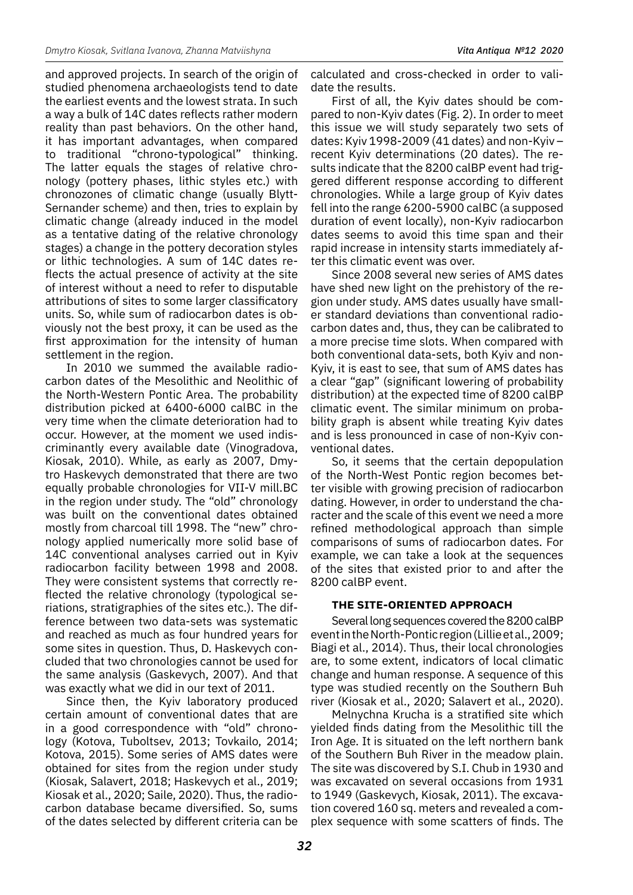and approved projects. In search of the origin of studied phenomena archaeologists tend to date the earliest events and the lowest strata. In such a way a bulk of 14C dates reflects rather modern reality than past behaviors. On the other hand, it has important advantages, when compared to traditional "chrono-typological" thinking. The latter equals the stages of relative chronology (pottery phases, lithic styles etc.) with chronozones of climatic change (usually Blytt-Sernander scheme) and then, tries to explain by climatic change (already induced in the model as a tentative dating of the relative chronology stages) a change in the pottery decoration styles or lithic technologies. A sum of 14C dates reflects the actual presence of activity at the site of interest without a need to refer to disputable attributions of sites to some larger classificatory units. So, while sum of radiocarbon dates is obviously not the best proxy, it can be used as the first approximation for the intensity of human settlement in the region.

In 2010 we summed the available radiocarbon dates of the Mesolithic and Neolithic of the North-Western Pontic Area. The probability distribution picked at 6400-6000 calBC in the very time when the climate deterioration had to occur. However, at the moment we used indiscriminantly every available date (Vinogradova, Kiosak, 2010). While, as early as 2007, Dmytro Haskevych demonstrated that there are two equally probable chronologies for VII-V mill.BC in the region under study. The "old" chronology was built on the conventional dates obtained mostly from charcoal till 1998. The "new" chronology applied numerically more solid base of 14C conventional analyses carried out in Kyiv radiocarbon facility between 1998 and 2008. They were consistent systems that correctly reflected the relative chronology (typological seriations, stratigraphies of the sites etc.). The difference between two data-sets was systematic and reached as much as four hundred years for some sites in question. Thus, D. Haskevych concluded that two chronologies cannot be used for the same analysis (Gaskevych, 2007). And that was exactly what we did in our text of 2011.

Since then, the Kyiv laboratory produced certain amount of conventional dates that are in a good correspondence with "old" chronology (Kotova, Tuboltsev, 2013; Tovkailo, 2014; Kotova, 2015). Some series of AMS dates were obtained for sites from the region under study (Kiosak, Salavert, 2018; Haskevych et al., 2019; Kiosak et al., 2020; Saile, 2020). Thus, the radiocarbon database became diversified. So, sums of the dates selected by different criteria can be calculated and cross-checked in order to validate the results.

First of all, the Kyiv dates should be compared to non-Kyiv dates (Fig. 2). In order to meet this issue we will study separately two sets of dates: Kyiv 1998-2009 (41 dates) and non-Kyiv – recent Kyiv determinations (20 dates). The results indicate that the 8200 calBP event had triggered different response according to different chronologies. While a large group of Kyiv dates fell into the range 6200-5900 calBC (a supposed duration of event locally), non-Kyiv radiocarbon dates seems to avoid this time span and their rapid increase in intensity starts immediately after this climatic event was over.

Since 2008 several new series of AMS dates have shed new light on the prehistory of the region under study. AMS dates usually have smaller standard deviations than conventional radiocarbon dates and, thus, they can be calibrated to a more precise time slots. When compared with both conventional data-sets, both Kyiv and non-Kyiv, it is east to see, that sum of AMS dates has a clear "gap" (significant lowering of probability distribution) at the expected time of 8200 calBP climatic event. The similar minimum on probability graph is absent while treating Kyiv dates and is less pronounced in case of non-Kyiv conventional dates.

So, it seems that the certain depopulation of the North-West Pontic region becomes better visible with growing precision of radiocarbon dating. However, in order to understand the character and the scale of this event we need a more refined methodological approach than simple comparisons of sums of radiocarbon dates. For example, we can take a look at the sequences of the sites that existed prior to and after the 8200 calBP event.

## THE SITE-ORIENTED APPROACH

Several long sequences covered the 8200 calBP event in the North-Pontic region (Lillie et al., 2009; Biagi et al., 2014). Thus, their local chronologies are, to some extent, indicators of local climatic change and human response. A sequence of this type was studied recently on the Southern Buh river (Kiosak et al., 2020; Salavert et al., 2020).

Melnychna Krucha is a stratified site which yielded finds dating from the Mesolithic till the Iron Age. It is situated on the left northern bank of the Southern Buh River in the meadow plain. The site was discovered by S.I. Chub in 1930 and was excavated on several occasions from 1931 to 1949 (Gaskevych, Kiosak, 2011). The excavation covered 160 sq. meters and revealed a complex sequence with some scatters of finds. The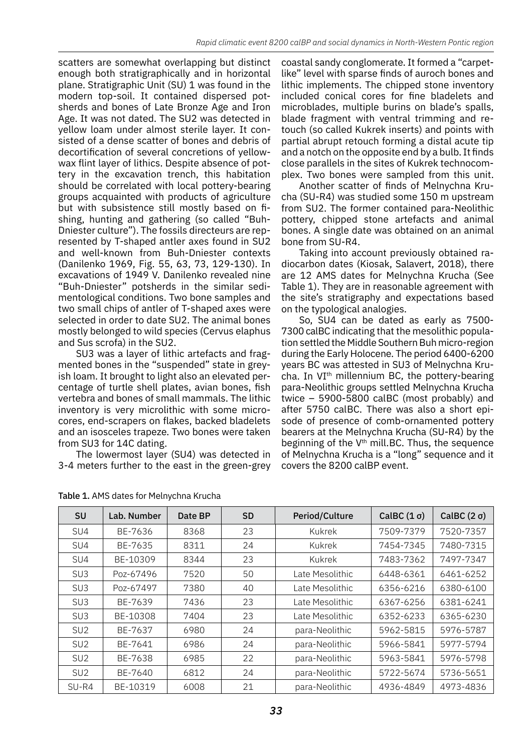scatters are somewhat overlapping but distinct enough both stratigraphically and in horizontal plane. Stratigraphic Unit (SU) 1 was found in the modern top-soil. It contained dispersed potsherds and bones of Late Bronze Age and Iron Age. It was not dated. The SU2 was detected in yellow loam under almost sterile layer. It consisted of a dense scatter of bones and debris of decortification of several concretions of yellow-wax flint layer of lithics. Despite absence of pottery in the excavation trench, this habitation should be correlated with local pottery-bearing groups acquainted with products of agriculture but with subsistence still mostly based on fishing, hunting and gathering (so called "Buh-Dniester culture"). The fossils directeurs are represented by T-shaped antler axes found in SU2 and well-known from Buh-Dniester contexts (Danilenko 1969, Fig. 55, 63, 73, 129-130). In excavations of 1949 V. Danilenko revealed nine "Buh-Dniester" potsherds in the similar sedimentological conditions. Two bone samples and two small chips of antler of T-shaped axes were selected in order to date SU2. The animal bones mostly belonged to wild species (Cervus elaphus and Sus scrofa) in the SU2.

SU3 was a layer of lithic artefacts and fragmented bones in the "suspended" state in greyish loam. It brought to light also an elevated percentage of turtle shell plates, avian bones, fish vertebra and bones of small mammals. The lithic inventory is very microlithic with some microcores, end-scrapers on flakes, backed bladelets and an isosceles trapeze. Two bones were taken from SU3 for 14C dating.

The lowermost layer (SU4) was detected in 3-4 meters further to the east in the green-grey coastal sandy conglomerate. It formed a "carpet-like" level with sparse finds of auroch bones and lithic implements. The chipped stone inventory included conical cores for fine bladelets and microblades, multiple burins on blade's spalls, blade fragment with ventral trimming and retouch (so called Kukrek inserts) and points with partial abrupt retouch forming a distal acute tip and a notch on the opposite end by a bulb. It finds close parallels in the sites of Kukrek technocomplex. Two bones were sampled from this unit.

Another scatter of finds of Melnychna Krucha (SU-R4) was studied some 150 m upstream from SU2. The former contained para-Neolithic pottery, chipped stone artefacts and animal bones. A single date was obtained on an animal bone from SU-R4.

Taking into account previously obtained radiocarbon dates (Kiosak, Salavert, 2018), there are 12 AMS dates for Melnychna Krucha (See Table 1). They are in reasonable agreement with the site's stratigraphy and expectations based on the typological analogies.

So, SU4 can be dated as early as 7500-7300 calBC indicating that the mesolithic population settled the Middle Southern Buh micro-region during the Early Holocene. The period 6400-6200 years BC was attested in SU3 of Melnychna Krucha. In VI^th^ millennium BC, the pottery-bearing para-Neolithic groups settled Melnychna Krucha twice – 5900-5800 calBC (most probably) and after 5750 calBC. There was also a short episode of presence of comb-ornamented pottery bearers at the Melnychna Krucha (SU-R4) by the beginning of the V^th^ mill.BC. Thus, the sequence of Melnychna Krucha is a "long" sequence and it covers the 8200 calBP event.

**Table 1.** AMS dates for Melnychna Krucha

| SU | Lab. Number | Date BP | SD | Period/Culture | CalBC (1 σ) | CalBC (2 σ) |
|---|---|---|---|---|---|---|
| SU4 | BE-7636 | 8368 | 23 | Kukrek | 7509-7379 | 7520-7357 |
| SU4 | BE-7635 | 8311 | 24 | Kukrek | 7454-7345 | 7480-7315 |
| SU4 | BE-10309 | 8344 | 23 | Kukrek | 7483-7362 | 7497-7347 |
| SU3 | Poz-67496 | 7520 | 50 | Late Mesolithic | 6448-6361 | 6461-6252 |
| SU3 | Poz-67497 | 7380 | 40 | Late Mesolithic | 6356-6216 | 6380-6100 |
| SU3 | BE-7639 | 7436 | 23 | Late Mesolithic | 6367-6256 | 6381-6241 |
| SU3 | BE-10308 | 7404 | 23 | Late Mesolithic | 6352-6233 | 6365-6230 |
| SU2 | BE-7637 | 6980 | 24 | para-Neolithic | 5962-5815 | 5976-5787 |
| SU2 | BE-7641 | 6986 | 24 | para-Neolithic | 5966-5841 | 5977-5794 |
| SU2 | BE-7638 | 6985 | 22 | para-Neolithic | 5963-5841 | 5976-5798 |
| SU2 | BE-7640 | 6812 | 24 | para-Neolithic | 5722-5674 | 5736-5651 |
| SU-R4 | BE-10319 | 6008 | 21 | para-Neolithic | 4936-4849 | 4973-4836 |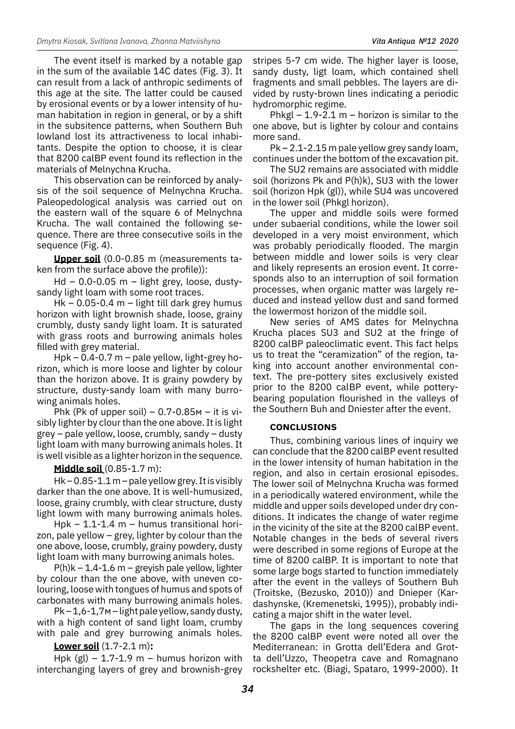The event itself is marked by a notable gap in the sum of the available 14C dates (Fig. 3). It can result from a lack of anthropic sediments of this age at the site. The latter could be caused by erosional events or by a lower intensity of human habitation in region in general, or by a shift in the subsitence patterns, when Southern Buh lowland lost its attractiveness to local inhabitants. Despite the option to choose, it is clear that 8200 calBP event found its reflection in the materials of Melnychna Krucha.

This observation can be reinforced by analysis of the soil sequence of Melnychna Krucha. Paleopedological analysis was carried out on the eastern wall of the square 6 of Melnychna Krucha. The wall contained the following sequence. There are three consecutive soils in the sequence (Fig. 4).

**Upper soil** (0.0-0.85 m (measurements taken from the surface above the profile)):

Hd – 0.0-0.05 m – light grey, loose, dusty-sandy light loam with some root traces.

Hk – 0.05-0.4 m – light till dark grey humus horizon with light brownish shade, loose, grainy crumbly, dusty sandy light loam. It is saturated with grass roots and burrowing animals holes filled with grey material.

Hpk – 0.4-0.7 m – pale yellow, light-grey horizon, which is more loose and lighter by colour than the horizon above. It is grainy powdery by structure, dusty-sandy loam with many burrowing animals holes.

Phk (Pk of upper soil) – 0.7-0.85м – it is visibly lighter by clour than the one above. It is light grey – pale yellow, loose, crumbly, sandy – dusty light loam with many burrowing animals holes. It is well visible as a lighter horizon in the sequence.

**Middle soil** (0.85-1.7 m):

Hk – 0.85-1.1 m – pale yellow grey. It is visibly darker than the one above. It is well-humusized, loose, grainy crumbly, with clear structure, dusty light lowm with many burrowing animals holes.

Hpk – 1.1-1.4 m – humus transitional horizon, pale yellow – grey, lighter by colour than the one above, loose, crumbly, grainy powdery, dusty light loam with many burrowing animals holes.

P(h)k – 1.4-1.6 m – greyish pale yellow, lighter by colour than the one above, with uneven colouring, loose with tongues of humus and spots of carbonates with many burrowing animals holes.

Pk – 1,6-1,7м – light pale yellow, sandy dusty, with a high content of sand light loam, crumby with pale and grey burrowing animals holes.

**Lower soil** (1.7-2.1 m)**:**

Hpk (gl) – 1.7-1.9 m – humus horizon with interchanging layers of grey and brownish-grey stripes 5-7 cm wide. The higher layer is loose, sandy dusty, ligt loam, which contained shell fragments and small pebbles. The layers are divided by rusty-brown lines indicating a periodic hydromorphic regime.

Phkgl – 1.9-2.1 m – horizon is similar to the one above, but is lighter by colour and contains more sand.

Pk – 2.1-2.15 m pale yellow grey sandy loam, continues under the bottom of the excavation pit.

The SU2 remains are associated with middle soil (horizons Pk and P(h)k), SU3 with the lower soil (horizon Hpk (gl)), while SU4 was uncovered in the lower soil (Phkgl horizon).

The upper and middle soils were formed under subaerial conditions, while the lower soil developed in a very moist environment, which was probably periodically flooded. The margin between middle and lower soils is very clear and likely represents an erosion event. It corresponds also to an interruption of soil formation processes, when organic matter was largely reduced and instead yellow dust and sand formed the lowermost horizon of the middle soil.

New series of AMS dates for Melnychna Krucha places SU3 and SU2 at the fringe of 8200 calBP paleoclimatic event. This fact helps us to treat the "ceramization" of the region, taking into account another environmental context. The pre-pottery sites exclusively existed prior to the 8200 calBP event, while pottery-bearing population flourished in the valleys of the Southern Buh and Dniester after the event.

## CONCLUSIONS

Thus, combining various lines of inquiry we can conclude that the 8200 calBP event resulted in the lower intensity of human habitation in the region, and also in certain erosional episodes. The lower soil of Melnychna Krucha was formed in a periodically watered environment, while the middle and upper soils developed under dry conditions. It indicates the change of water regime in the vicinity of the site at the 8200 calBP event. Notable changes in the beds of several rivers were described in some regions of Europe at the time of 8200 calBP. It is important to note that some large bogs started to function immediately after the event in the valleys of Southern Buh (Troitske, (Bezusko, 2010)) and Dnieper (Kardashynske, (Kremenetski, 1995)), probably indicating a major shift in the water level.

The gaps in the long sequences covering the 8200 calBP event were noted all over the Mediterranean: in Grotta dell'Edera and Grotta dell'Uzzo, Theopetra cave and Romagnano rockshelter etc. (Biagi, Spataro, 1999-2000). It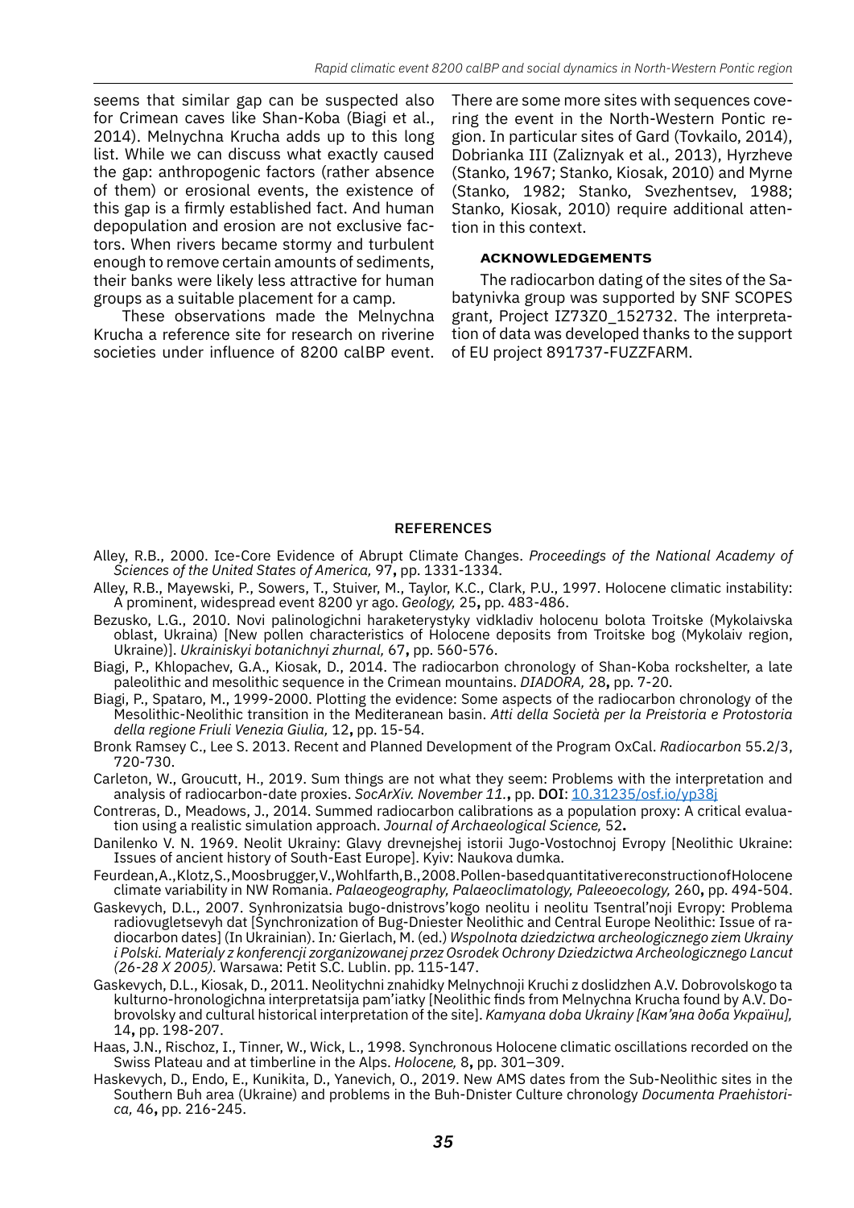seems that similar gap can be suspected also for Crimean caves like Shan-Koba (Biagi et al., 2014). Melnychna Krucha adds up to this long list. While we can discuss what exactly caused the gap: anthropogenic factors (rather absence of them) or erosional events, the existence of this gap is a firmly established fact. And human depopulation and erosion are not exclusive factors. When rivers became stormy and turbulent enough to remove certain amounts of sediments, their banks were likely less attractive for human groups as a suitable placement for a camp.

These observations made the Melnychna Krucha a reference site for research on riverine societies under influence of 8200 calBP event. There are some more sites with sequences covering the event in the North-Western Pontic region. In particular sites of Gard (Tovkailo, 2014), Dobrianka III (Zaliznyak et al., 2013), Hyrzheve (Stanko, 1967; Stanko, Kiosak, 2010) and Myrne (Stanko, 1982; Stanko, Svezhentsev, 1988; Stanko, Kiosak, 2010) require additional attention in this context.

### ACKNOWLEDGEMENTS

The radiocarbon dating of the sites of the Sabatynivka group was supported by SNF SCOPES grant, Project IZ73Z0_152732. The interpretation of data was developed thanks to the support of EU project 891737-FUZZFARM.

## REFERENCES

Alley, R.B., 2000. Ice-Core Evidence of Abrupt Climate Changes. *Proceedings of the National Academy of Sciences of the United States of America,* 97**,** pp. 1331-1334.

Alley, R.B., Mayewski, P., Sowers, T., Stuiver, M., Taylor, K.C., Clark, P.U., 1997. Holocene climatic instability: A prominent, widespread event 8200 yr ago. *Geology,* 25**,** pp. 483-486.

Bezusko, L.G., 2010. Novi palinologichni haraketerystyky vidkladiv holocenu bolota Troitske (Mykolaivska oblast, Ukraina) [New pollen characteristics of Holocene deposits from Troitske bog (Mykolaiv region, Ukraine)]. *Ukrainiskyi botanichnyi zhurnal,* 67**,** pp. 560-576.

Biagi, P., Khlopachev, G.A., Kiosak, D., 2014. The radiocarbon chronology of Shan-Koba rockshelter, a late paleolithic and mesolithic sequence in the Crimean mountains. *DIADORA,* 28**,** pp. 7-20.

Biagi, P., Spataro, M., 1999-2000. Plotting the evidence: Some aspects of the radiocarbon chronology of the Mesolithic-Neolithic transition in the Mediteranean basin. *Atti della Società per la Preistoria e Protostoria della regione Friuli Venezia Giulia,* 12**,** pp. 15-54.

Bronk Ramsey C., Lee S. 2013. Recent and Planned Development of the Program OxCal. *Radiocarbon* 55.2/3, 720-730.

Carleton, W., Groucutt, H., 2019. Sum things are not what they seem: Problems with the interpretation and analysis of radiocarbon-date proxies. *SocArXiv. November 11.***,** pp. **DOI**: 10.31235/osf.io/yp38j

Contreras, D., Meadows, J., 2014. Summed radiocarbon calibrations as a population proxy: A critical evaluation using a realistic simulation approach. *Journal of Archaeological Science,* 52**.**

Danilenko V. N. 1969. Neolit Ukrainy: Glavy drevnejshej istorii Jugo-Vostochnoj Evropy [Neolithic Ukraine: Issues of ancient history of South-East Europe]. Kyiv: Naukova dumka.

Feurdean, A., Klotz, S., Moosbrugger, V., Wohlfarth, B., 2008. Pollen-based quantitative reconstruction of Holocene climate variability in NW Romania. *Palaeogeography, Palaeoclimatology, Paleeoecology,* 260**,** pp. 494-504.

Gaskevych, D.L., 2007. Synhronizatsia bugo-dnistrovs'kogo neolitu i neolitu Tsentral'noji Evropy: Problema radiovugletsevyh dat [Synchronization of Bug-Dniester Neolithic and Central Europe Neolithic: Issue of radiocarbon dates] (In Ukrainian). In*:* Gierlach, M. (ed.) *Wspolnota dziedzictwa archeologicznego ziem Ukrainy i Polski. Materialy z konferencji zorganizowanej przez Osrodek Ochrony Dziedzictwa Archeologicznego Lancut (26-28 X 2005).* Warsawa: Petit S.C. Lublin. pp. 115-147.

Gaskevych, D.L., Kiosak, D., 2011. Neolitychni znahidky Melnychnoji Kruchi z doslidzhen A.V. Dobrovolskogo ta kulturno-hronologichna interpretatsija pam'iatky [Neolithic finds from Melnychna Krucha found by A.V. Dobrovolsky and cultural historical interpretation of the site]. *Kamyana doba Ukrainy [Кам'яна доба України],* 14**,** pp. 198-207.

Haas, J.N., Rischoz, I., Tinner, W., Wick, L., 1998. Synchronous Holocene climatic oscillations recorded on the Swiss Plateau and at timberline in the Alps. *Holocene,* 8**,** pp. 301–309.

Haskevych, D., Endo, E., Kunikita, D., Yanevich, O., 2019. New AMS dates from the Sub-Neolithic sites in the Southern Buh area (Ukraine) and problems in the Buh-Dnister Culture chronology *Documenta Praehistorica,* 46**,** pp. 216-245.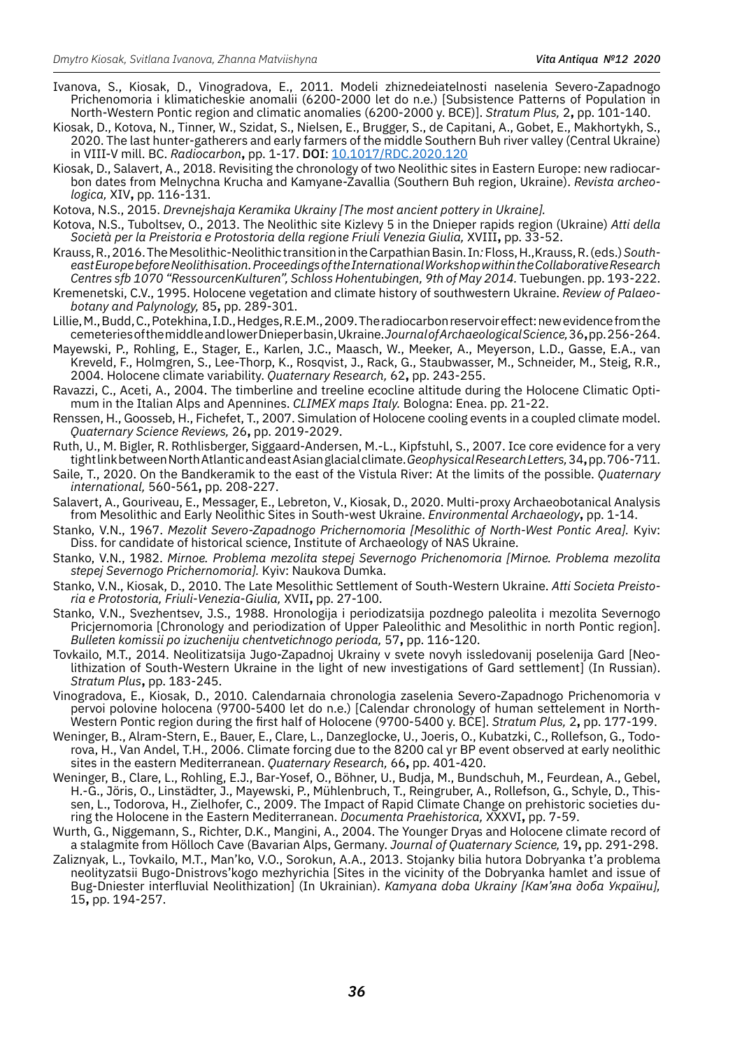Ivanova, S., Kiosak, D., Vinogradova, E., 2011. Modeli zhiznedeiatelnosti naselenia Severo-Zapadnogo Prichenomoria i klimaticheskie anomalii (6200-2000 let do n.e.) [Subsistence Patterns of Population in North-Western Pontic region and climatic anomalies (6200-2000 y. BCE)]. *Stratum Plus,* 2**,** pp. 101-140.

Kiosak, D., Kotova, N., Tinner, W., Szidat, S., Nielsen, E., Brugger, S., de Capitani, A., Gobet, E., Makhortykh, S., 2020. The last hunter-gatherers and early farmers of the middle Southern Buh river valley (Central Ukraine) in VIII-V mill. BC. *Radiocarbon***,** pp. 1-17. **DOI**: 10.1017/RDC.2020.120

Kiosak, D., Salavert, A., 2018. Revisiting the chronology of two Neolithic sites in Eastern Europe: new radiocarbon dates from Melnychna Krucha and Kamyane-Zavallia (Southern Buh region, Ukraine). *Revista archeologica,* XIV**,** pp. 116-131.

Kotova, N.S., 2015. *Drevnejshaja Keramika Ukrainy [The most ancient pottery in Ukraine].*

Kotova, N.S., Tuboltsev, O., 2013. The Neolithic site Kizlevy 5 in the Dnieper rapids region (Ukraine) *Atti della Società per la Preistoria e Protostoria della regione Friuli Venezia Giulia,* XVIII**,** pp. 33-52.

Krauss, R., 2016. The Mesolithic-Neolithic transition in the Carpathian Basin. In*:* Floss, H., Krauss, R. (eds.) *South-east Europe before Neolithisation. Proceedings of the International Workshop within the Collaborative Research Centres sfb 1070 "RessourcenKulturen", Schloss Hohentubingen, 9th of May 2014.* Tuebungen. pp. 193-222.

Kremenetski, C.V., 1995. Holocene vegetation and climate history of southwestern Ukraine. *Review of Palaeobotany and Palynology,* 85**,** pp. 289-301.

Lillie, M., Budd, C., Potekhina, I.D., Hedges, R.E.M., 2009. The radiocarbon reservoir effect: new evidence from the cemeteries of the middle and lower Dnieper basin, Ukraine. *Journal of Archaeological Science,* 36**,** pp. 256-264.

Mayewski, P., Rohling, E., Stager, E., Karlen, J.C., Maasch, W., Meeker, A., Meyerson, L.D., Gasse, E.A., van Kreveld, F., Holmgren, S., Lee-Thorp, K., Rosqvist, J., Rack, G., Staubwasser, M., Schneider, M., Steig, R.R., 2004. Holocene climate variability. *Quaternary Research,* 62**,** pp. 243-255.

Ravazzi, C., Aceti, A., 2004. The timberline and treeline ecocline altitude during the Holocene Climatic Optimum in the Italian Alps and Apennines. *CLIMEX maps Italy.* Bologna: Enea. pp. 21-22.

Renssen, H., Goosseb, H., Fichefet, T., 2007. Simulation of Holocene cooling events in a coupled climate model. *Quaternary Science Reviews,* 26**,** pp. 2019-2029.

Ruth, U., M. Bigler, R. Rothlisberger, Siggaard-Andersen, M.-L., Kipfstuhl, S., 2007. Ice core evidence for a very tight link between North Atlantic and east Asian glacial climate. *Geophysical Research Letters,* 34**,** pp. 706-711.

Saile, T., 2020. On the Bandkeramik to the east of the Vistula River: At the limits of the possible. *Quaternary international,* 560-561**,** pp. 208-227.

Salavert, A., Gouriveau, E., Messager, E., Lebreton, V., Kiosak, D., 2020. Multi-proxy Archaeobotanical Analysis from Mesolithic and Early Neolithic Sites in South-west Ukraine. *Environmental Archaeology***,** pp. 1-14.

Stanko, V.N., 1967. *Mezolit Severo-Zapadnogo Prichernomoria [Mesolithic of North-West Pontic Area].* Kyiv: Diss. for candidate of historical science, Institute of Archaeology of NAS Ukraine.

Stanko, V.N., 1982. *Mirnoe. Problema mezolita stepej Severnogo Prichenomoria [Mirnoe. Problema mezolita stepej Severnogo Prichernomoria].* Kyiv: Naukova Dumka.

Stanko, V.N., Kiosak, D., 2010. The Late Mesolithic Settlement of South-Western Ukraine. *Atti Societa Preistoria e Protostoria, Friuli-Venezia-Giulia,* XVII**,** pp. 27-100.

Stanko, V.N., Svezhentsev, J.S., 1988. Hronologija i periodizatsija pozdnego paleolita i mezolita Severnogo Pricjernomoria [Chronology and periodization of Upper Paleolithic and Mesolithic in north Pontic region]. *Bulleten komissii po izucheniju chentvetichnogo perioda,* 57**,** pp. 116-120.

Tovkailo, M.T., 2014. Neolitizatsija Jugo-Zapadnoj Ukrainy v svete novyh issledovanij poselenija Gard [Neolithization of South-Western Ukraine in the light of new investigations of Gard settlement] (In Russian). *Stratum Plus***,** pp. 183-245.

Vinogradova, E., Kiosak, D., 2010. Calendarnaia chronologia zaselenia Severo-Zapadnogo Prichenomoria v pervoi polovine holocena (9700-5400 let do n.e.) [Calendar chronology of human settelement in North-Western Pontic region during the first half of Holocene (9700-5400 y. BCE]. *Stratum Plus,* 2**,** pp. 177-199.

Weninger, B., Alram-Stern, E., Bauer, E., Clare, L., Danzeglocke, U., Joeris, O., Kubatzki, C., Rollefson, G., Todorova, H., Van Andel, T.H., 2006. Climate forcing due to the 8200 cal yr BP event observed at early neolithic sites in the eastern Mediterranean. *Quaternary Research,* 66**,** pp. 401-420.

Weninger, B., Clare, L., Rohling, E.J., Bar-Yosef, O., Böhner, U., Budja, M., Bundschuh, M., Feurdean, A., Gebel, H.-G., Jöris, O., Linstädter, J., Mayewski, P., Mühlenbruch, T., Reingruber, A., Rollefson, G., Schyle, D., Thissen, L., Todorova, H., Zielhofer, C., 2009. The Impact of Rapid Climate Change on prehistoric societies during the Holocene in the Eastern Mediterranean. *Documenta Praehistorica,* XXXVI**,** pp. 7-59.

Wurth, G., Niggemann, S., Richter, D.K., Mangini, A., 2004. The Younger Dryas and Holocene climate record of a stalagmite from Hölloch Cave (Bavarian Alps, Germany. *Journal of Quaternary Science,* 19**,** pp. 291-298.

Zaliznyak, L., Tovkailo, M.T., Man'ko, V.O., Sorokun, A.A., 2013. Stojanky bilia hutora Dobryanka t'a problema neolityzatsii Bugo-Dnistrovs'kogo mezhyrichia [Sites in the vicinity of the Dobryanka hamlet and issue of Bug-Dniester interfluvial Neolithization] (In Ukrainian). *Katyana doba Ukrainy [Кам'яна доба України],* 15**,** pp. 194-257.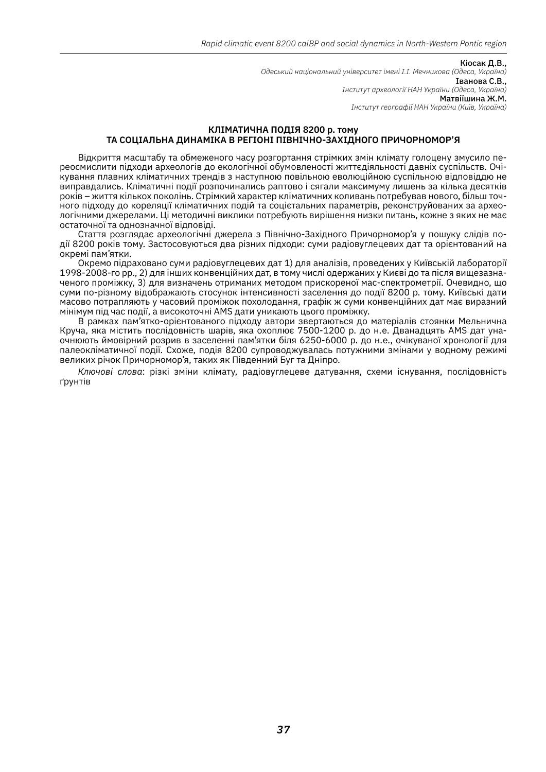**Кіосак Д.В.,**
*Одеський національний університет імені І.І. Мечникова (Одеса, Україна)*
**Іванова С.В.,**
*Інститут археології НАН України (Одеса, Україна)*
**Матвіїшина Ж.М.**
*Інститут географії НАН України (Київ, Україна)*

## КЛІМАТИЧНА ПОДІЯ 8200 р. тому ТА СОЦІАЛЬНА ДИНАМІКА В РЕГІОНІ ПІВНІЧНО-ЗАХІДНОГО ПРИЧОРНОМОР'Я

Відкриття масштабу та обмеженого часу розгортання стрімких змін клімату голоцену змусило переосмислити підходи археологів до екологічної обумовленості життєдіяльності давніх суспільств. Очікування плавних кліматичних трендів з наступною повільною еволюційною суспільною відповіддю не виправдались. Кліматичні події розпочинались раптово і сягали максимуму лишень за кілька десятків років – життя кількох поколінь. Стрімкий характер кліматичних коливань потребував нового, більш точного підходу до кореляції кліматичних подій та соцієтальних параметрів, реконструйованих за археологічними джерелами. Ці методичні виклики потребують вирішення низки питань, кожне з яких не має остаточної та однозначної відповіді.

Стаття розглядає археологічні джерела з Північно-Західного Причорномор'я у пошуку слідів події 8200 років тому. Застосовуються два різних підходи: суми радіовуглецевих дат та орієнтований на окремі пам'ятки.

Окремо підраховано суми радіовуглецевих дат 1) для аналізів, проведених у Київській лабораторії 1998-2008-го рр., 2) для інших конвенційних дат, в тому числі одержаних у Києві до та після вищезазначеного проміжку, 3) для визначень отриманих методом прискореної мас-спектрометрії. Очевидно, що суми по-різному відображають стосунок інтенсивності заселення до події 8200 р. тому. Київські дати масово потрапляють у часовий проміжок похолодання, графік ж суми конвенційних дат має виразний мінімум під час події, а високоточні AMS дати уникають цього проміжку.

В рамках пам'ятко-орієнтованого підходу автори звертаються до матеріалів стоянки Мельнична Круча, яка містить послідовність шарів, яка охоплює 7500-1200 р. до н.е. Дванадцять AMS дат унаочнюють ймовірний розрив в заселенні пам'ятки біля 6250-6000 р. до н.е., очікуваної хронології для палеокліматичної події. Схоже, подія 8200 супроводжувалась потужними змінами у водному режимі великих річок Причорномор'я, таких як Південний Буг та Дніпро.

*Ключові слова*: різкі зміни клімату, радіовуглецеве датування, схеми існування, послідовність ґрунтів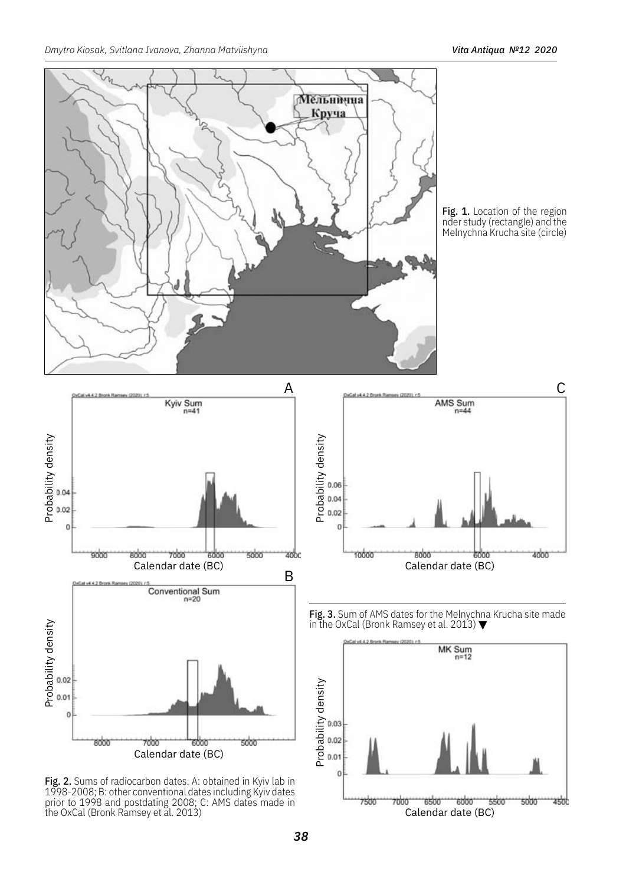**Fig. 1.** Location of the region nder study (rectangle) and the Melnychna Krucha site (circle)

**Fig. 2.** Sums of radiocarbon dates. A: obtained in Kyiv lab in 1998-2008; B: other conventional dates including Kyiv dates prior to 1998 and postdating 2008; C: AMS dates made in the OxCal (Bronk Ramsey et al. 2013)

**Fig. 3.** Sum of AMS dates for the Melnychna Krucha site made in the OxCal (Bronk Ramsey et al. 2013) ▼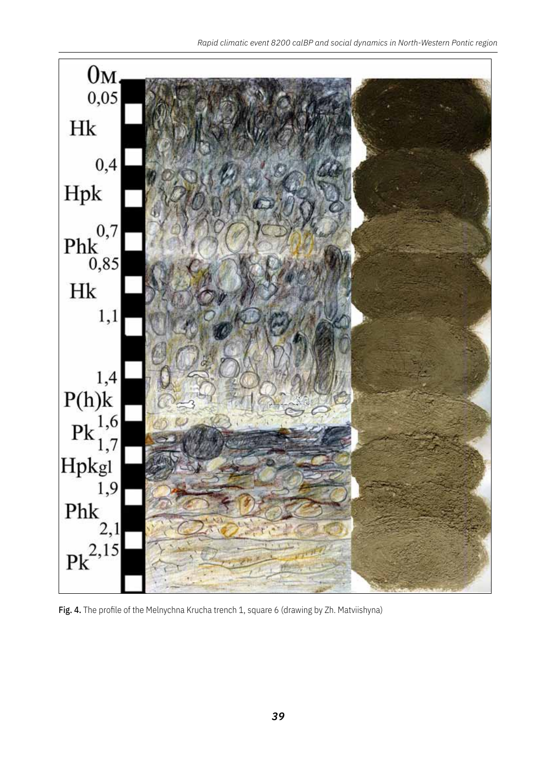0м
0,05
Hk
0,4
Hpk
0,7
Phk
0,85
Hk
1,1
1,4
P(h)k
1,6
Pk
1,7
Hpkgl
1,9
Phk
2,1
2,15
Pk

**Fig. 4.** The profile of the Melnychna Krucha trench 1, square 6 (drawing by Zh. Matviishyna)